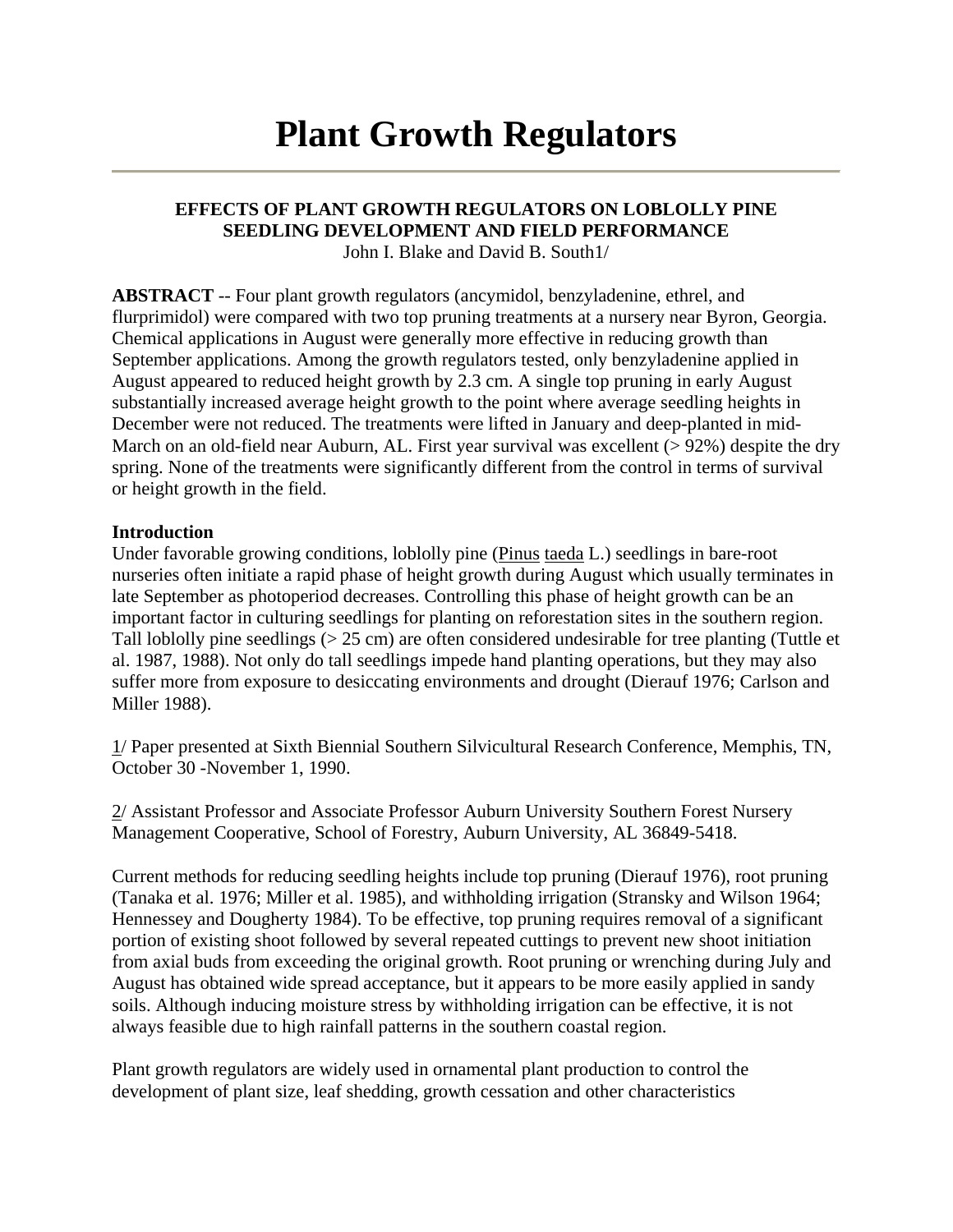# Plant Growth Regulators

---

**EFFECTS OF PLANT GROWTH REGULATORS ON LOBLOLLY PINE SEEDLING DEVELOPMENT AND FIELD PERFORMANCE**

John I. Blake and David B. South1/

**ABSTRACT** -- Four plant growth regulators (ancymidol, benzyladenine, ethrel, and flurprimidol) were compared with two top pruning treatments at a nursery near Byron, Georgia. Chemical applications in August were generally more effective in reducing growth than September applications. Among the growth regulators tested, only benzyladenine applied in August appeared to reduced height growth by 2.3 cm. A single top pruning in early August substantially increased average height growth to the point where average seedling heights in December were not reduced. The treatments were lifted in January and deep-planted in mid-March on an old-field near Auburn, AL. First year survival was excellent (> 92%) despite the dry spring. None of the treatments were significantly different from the control in terms of survival or height growth in the field.

**Introduction**

Under favorable growing conditions, loblolly pine (Pinus taeda L.) seedlings in bare-root nurseries often initiate a rapid phase of height growth during August which usually terminates in late September as photoperiod decreases. Controlling this phase of height growth can be an important factor in culturing seedlings for planting on reforestation sites in the southern region. Tall loblolly pine seedlings (> 25 cm) are often considered undesirable for tree planting (Tuttle et al. 1987, 1988). Not only do tall seedlings impede hand planting operations, but they may also suffer more from exposure to desiccating environments and drought (Dierauf 1976; Carlson and Miller 1988).

1/ Paper presented at Sixth Biennial Southern Silvicultural Research Conference, Memphis, TN, October 30 -November 1, 1990.

2/ Assistant Professor and Associate Professor Auburn University Southern Forest Nursery Management Cooperative, School of Forestry, Auburn University, AL 36849-5418.

Current methods for reducing seedling heights include top pruning (Dierauf 1976), root pruning (Tanaka et al. 1976; Miller et al. 1985), and withholding irrigation (Stransky and Wilson 1964; Hennessey and Dougherty 1984). To be effective, top pruning requires removal of a significant portion of existing shoot followed by several repeated cuttings to prevent new shoot initiation from axial buds from exceeding the original growth. Root pruning or wrenching during July and August has obtained wide spread acceptance, but it appears to be more easily applied in sandy soils. Although inducing moisture stress by withholding irrigation can be effective, it is not always feasible due to high rainfall patterns in the southern coastal region.

Plant growth regulators are widely used in ornamental plant production to control the development of plant size, leaf shedding, growth cessation and other characteristics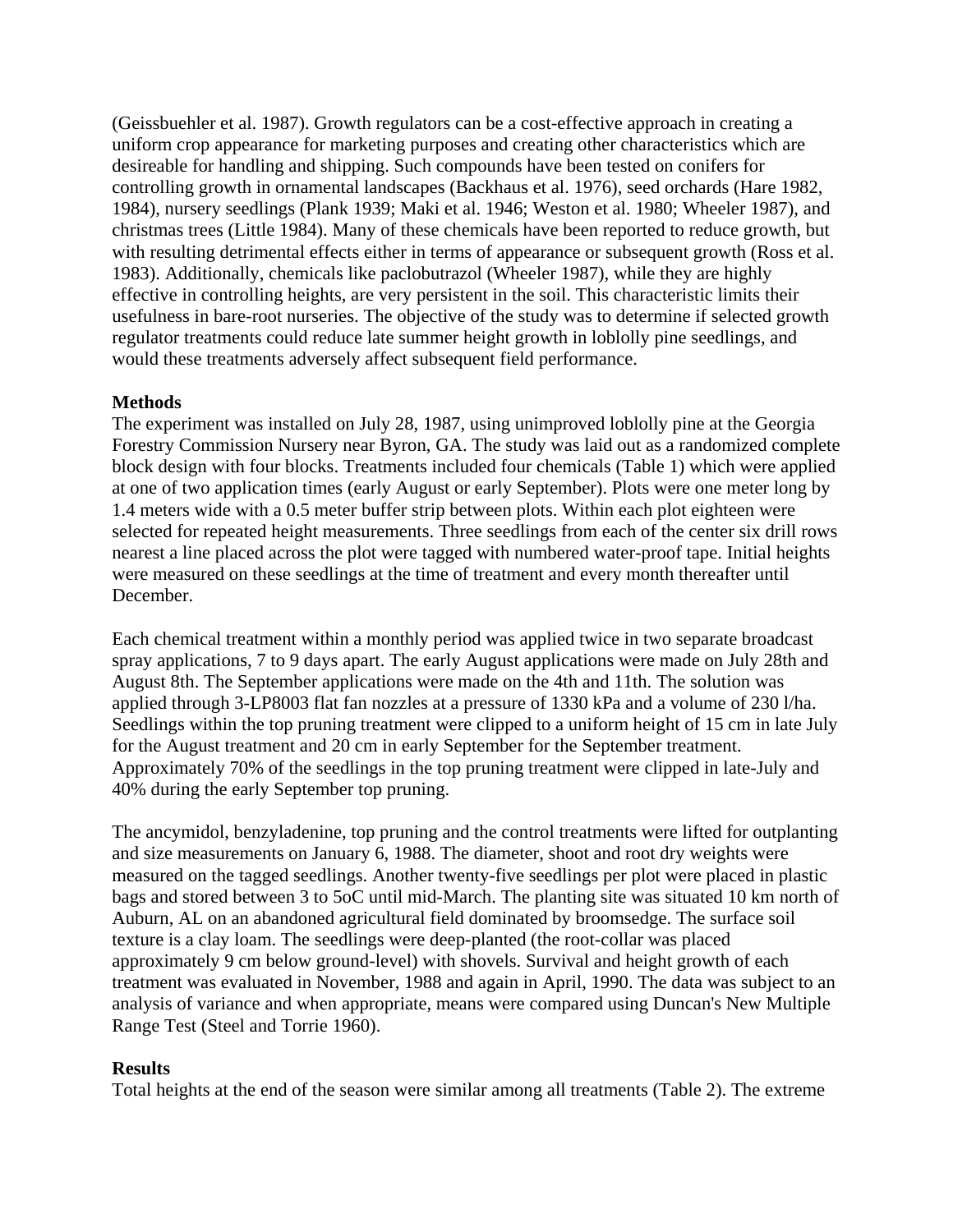(Geissbuehler et al. 1987). Growth regulators can be a cost-effective approach in creating a uniform crop appearance for marketing purposes and creating other characteristics which are desireable for handling and shipping. Such compounds have been tested on conifers for controlling growth in ornamental landscapes (Backhaus et al. 1976), seed orchards (Hare 1982, 1984), nursery seedlings (Plank 1939; Maki et al. 1946; Weston et al. 1980; Wheeler 1987), and christmas trees (Little 1984). Many of these chemicals have been reported to reduce growth, but with resulting detrimental effects either in terms of appearance or subsequent growth (Ross et al. 1983). Additionally, chemicals like paclobutrazol (Wheeler 1987), while they are highly effective in controlling heights, are very persistent in the soil. This characteristic limits their usefulness in bare-root nurseries. The objective of the study was to determine if selected growth regulator treatments could reduce late summer height growth in loblolly pine seedlings, and would these treatments adversely affect subsequent field performance.

**Methods**

The experiment was installed on July 28, 1987, using unimproved loblolly pine at the Georgia Forestry Commission Nursery near Byron, GA. The study was laid out as a randomized complete block design with four blocks. Treatments included four chemicals (Table 1) which were applied at one of two application times (early August or early September). Plots were one meter long by 1.4 meters wide with a 0.5 meter buffer strip between plots. Within each plot eighteen were selected for repeated height measurements. Three seedlings from each of the center six drill rows nearest a line placed across the plot were tagged with numbered water-proof tape. Initial heights were measured on these seedlings at the time of treatment and every month thereafter until December.

Each chemical treatment within a monthly period was applied twice in two separate broadcast spray applications, 7 to 9 days apart. The early August applications were made on July 28th and August 8th. The September applications were made on the 4th and 11th. The solution was applied through 3-LP8003 flat fan nozzles at a pressure of 1330 kPa and a volume of 230 l/ha. Seedlings within the top pruning treatment were clipped to a uniform height of 15 cm in late July for the August treatment and 20 cm in early September for the September treatment. Approximately 70% of the seedlings in the top pruning treatment were clipped in late-July and 40% during the early September top pruning.

The ancymidol, benzyladenine, top pruning and the control treatments were lifted for outplanting and size measurements on January 6, 1988. The diameter, shoot and root dry weights were measured on the tagged seedlings. Another twenty-five seedlings per plot were placed in plastic bags and stored between 3 to 5$^{o}$C until mid-March. The planting site was situated 10 km north of Auburn, AL on an abandoned agricultural field dominated by broomsedge. The surface soil texture is a clay loam. The seedlings were deep-planted (the root-collar was placed approximately 9 cm below ground-level) with shovels. Survival and height growth of each treatment was evaluated in November, 1988 and again in April, 1990. The data was subject to an analysis of variance and when appropriate, means were compared using Duncan's New Multiple Range Test (Steel and Torrie 1960).

**Results**

Total heights at the end of the season were similar among all treatments (Table 2). The extreme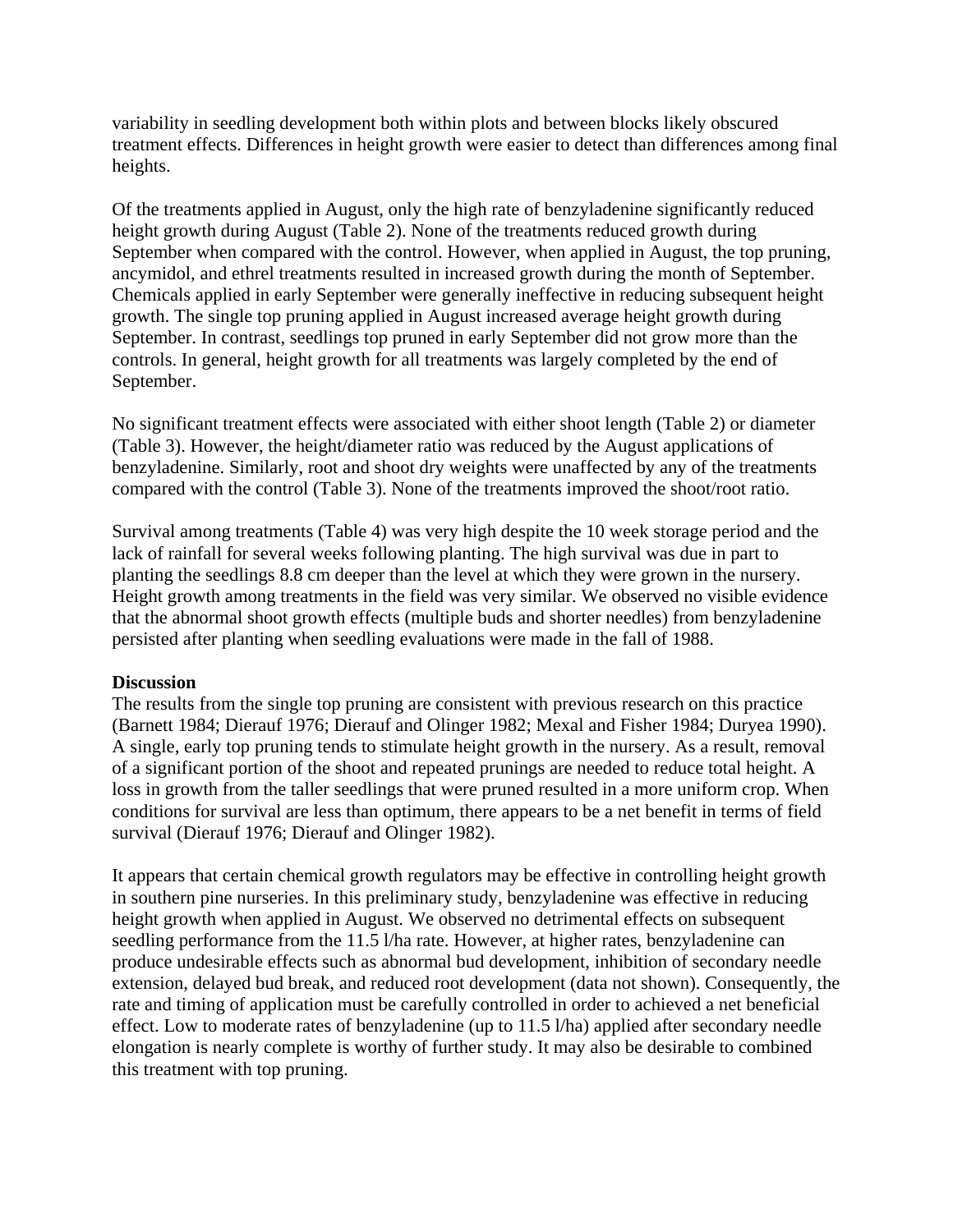variability in seedling development both within plots and between blocks likely obscured treatment effects. Differences in height growth were easier to detect than differences among final heights.

Of the treatments applied in August, only the high rate of benzyladenine significantly reduced height growth during August (Table 2). None of the treatments reduced growth during September when compared with the control. However, when applied in August, the top pruning, ancymidol, and ethrel treatments resulted in increased growth during the month of September. Chemicals applied in early September were generally ineffective in reducing subsequent height growth. The single top pruning applied in August increased average height growth during September. In contrast, seedlings top pruned in early September did not grow more than the controls. In general, height growth for all treatments was largely completed by the end of September.

No significant treatment effects were associated with either shoot length (Table 2) or diameter (Table 3). However, the height/diameter ratio was reduced by the August applications of benzyladenine. Similarly, root and shoot dry weights were unaffected by any of the treatments compared with the control (Table 3). None of the treatments improved the shoot/root ratio.

Survival among treatments (Table 4) was very high despite the 10 week storage period and the lack of rainfall for several weeks following planting. The high survival was due in part to planting the seedlings 8.8 cm deeper than the level at which they were grown in the nursery. Height growth among treatments in the field was very similar. We observed no visible evidence that the abnormal shoot growth effects (multiple buds and shorter needles) from benzyladenine persisted after planting when seedling evaluations were made in the fall of 1988.

**Discussion**

The results from the single top pruning are consistent with previous research on this practice (Barnett 1984; Dierauf 1976; Dierauf and Olinger 1982; Mexal and Fisher 1984; Duryea 1990). A single, early top pruning tends to stimulate height growth in the nursery. As a result, removal of a significant portion of the shoot and repeated prunings are needed to reduce total height. A loss in growth from the taller seedlings that were pruned resulted in a more uniform crop. When conditions for survival are less than optimum, there appears to be a net benefit in terms of field survival (Dierauf 1976; Dierauf and Olinger 1982).

It appears that certain chemical growth regulators may be effective in controlling height growth in southern pine nurseries. In this preliminary study, benzyladenine was effective in reducing height growth when applied in August. We observed no detrimental effects on subsequent seedling performance from the 11.5 l/ha rate. However, at higher rates, benzyladenine can produce undesirable effects such as abnormal bud development, inhibition of secondary needle extension, delayed bud break, and reduced root development (data not shown). Consequently, the rate and timing of application must be carefully controlled in order to achieved a net beneficial effect. Low to moderate rates of benzyladenine (up to 11.5 l/ha) applied after secondary needle elongation is nearly complete is worthy of further study. It may also be desirable to combined this treatment with top pruning.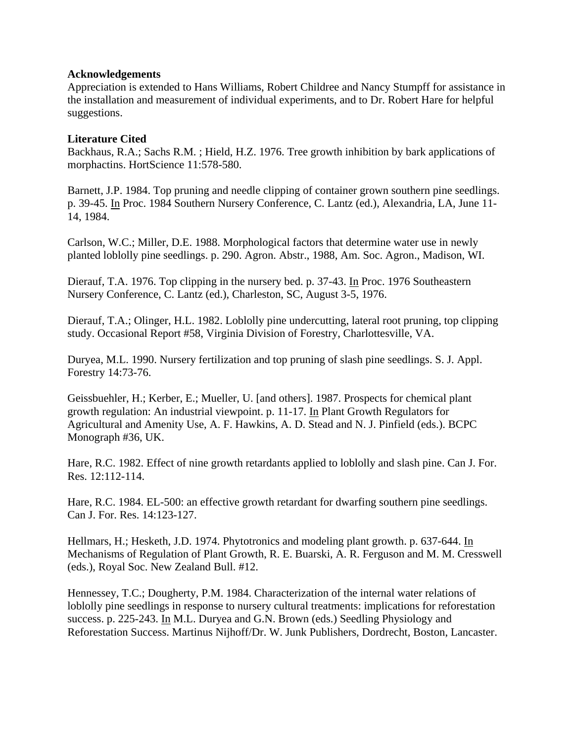**Acknowledgements**

Appreciation is extended to Hans Williams, Robert Childree and Nancy Stumpff for assistance in the installation and measurement of individual experiments, and to Dr. Robert Hare for helpful suggestions.

**Literature Cited**

Backhaus, R.A.; Sachs R.M. ; Hield, H.Z. 1976. Tree growth inhibition by bark applications of morphactins. HortScience 11:578-580.

Barnett, J.P. 1984. Top pruning and needle clipping of container grown southern pine seedlings. p. 39-45. In Proc. 1984 Southern Nursery Conference, C. Lantz (ed.), Alexandria, LA, June 11-14, 1984.

Carlson, W.C.; Miller, D.E. 1988. Morphological factors that determine water use in newly planted loblolly pine seedlings. p. 290. Agron. Abstr., 1988, Am. Soc. Agron., Madison, WI.

Dierauf, T.A. 1976. Top clipping in the nursery bed. p. 37-43. In Proc. 1976 Southeastern Nursery Conference, C. Lantz (ed.), Charleston, SC, August 3-5, 1976.

Dierauf, T.A.; Olinger, H.L. 1982. Loblolly pine undercutting, lateral root pruning, top clipping study. Occasional Report #58, Virginia Division of Forestry, Charlottesville, VA.

Duryea, M.L. 1990. Nursery fertilization and top pruning of slash pine seedlings. S. J. Appl. Forestry 14:73-76.

Geissbuehler, H.; Kerber, E.; Mueller, U. [and others]. 1987. Prospects for chemical plant growth regulation: An industrial viewpoint. p. 11-17. In Plant Growth Regulators for Agricultural and Amenity Use, A. F. Hawkins, A. D. Stead and N. J. Pinfield (eds.). BCPC Monograph #36, UK.

Hare, R.C. 1982. Effect of nine growth retardants applied to loblolly and slash pine. Can J. For. Res. 12:112-114.

Hare, R.C. 1984. EL-500: an effective growth retardant for dwarfing southern pine seedlings. Can J. For. Res. 14:123-127.

Hellmars, H.; Hesketh, J.D. 1974. Phytotronics and modeling plant growth. p. 637-644. In Mechanisms of Regulation of Plant Growth, R. E. Buarski, A. R. Ferguson and M. M. Cresswell (eds.), Royal Soc. New Zealand Bull. #12.

Hennessey, T.C.; Dougherty, P.M. 1984. Characterization of the internal water relations of loblolly pine seedlings in response to nursery cultural treatments: implications for reforestation success. p. 225-243. In M.L. Duryea and G.N. Brown (eds.) Seedling Physiology and Reforestation Success. Martinus Nijhoff/Dr. W. Junk Publishers, Dordrecht, Boston, Lancaster.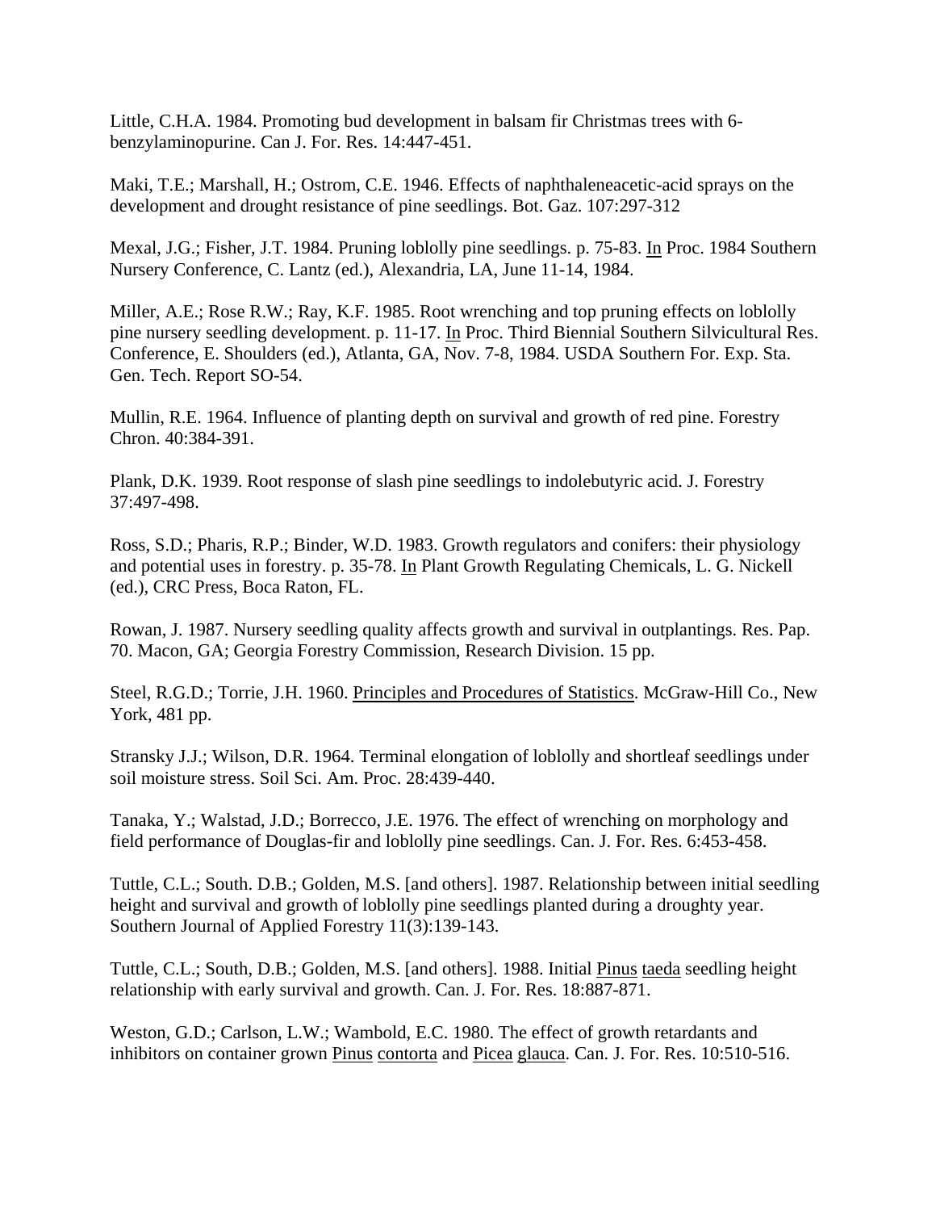Little, C.H.A. 1984. Promoting bud development in balsam fir Christmas trees with 6-benzylaminopurine. Can J. For. Res. 14:447-451.

Maki, T.E.; Marshall, H.; Ostrom, C.E. 1946. Effects of naphthaleneacetic-acid sprays on the development and drought resistance of pine seedlings. Bot. Gaz. 107:297-312

Mexal, J.G.; Fisher, J.T. 1984. Pruning loblolly pine seedlings. p. 75-83. In Proc. 1984 Southern Nursery Conference, C. Lantz (ed.), Alexandria, LA, June 11-14, 1984.

Miller, A.E.; Rose R.W.; Ray, K.F. 1985. Root wrenching and top pruning effects on loblolly pine nursery seedling development. p. 11-17. In Proc. Third Biennial Southern Silvicultural Res. Conference, E. Shoulders (ed.), Atlanta, GA, Nov. 7-8, 1984. USDA Southern For. Exp. Sta. Gen. Tech. Report SO-54.

Mullin, R.E. 1964. Influence of planting depth on survival and growth of red pine. Forestry Chron. 40:384-391.

Plank, D.K. 1939. Root response of slash pine seedlings to indolebutyric acid. J. Forestry 37:497-498.

Ross, S.D.; Pharis, R.P.; Binder, W.D. 1983. Growth regulators and conifers: their physiology and potential uses in forestry. p. 35-78. In Plant Growth Regulating Chemicals, L. G. Nickell (ed.), CRC Press, Boca Raton, FL.

Rowan, J. 1987. Nursery seedling quality affects growth and survival in outplantings. Res. Pap. 70. Macon, GA; Georgia Forestry Commission, Research Division. 15 pp.

Steel, R.G.D.; Torrie, J.H. 1960. Principles and Procedures of Statistics. McGraw-Hill Co., New York, 481 pp.

Stransky J.J.; Wilson, D.R. 1964. Terminal elongation of loblolly and shortleaf seedlings under soil moisture stress. Soil Sci. Am. Proc. 28:439-440.

Tanaka, Y.; Walstad, J.D.; Borrecco, J.E. 1976. The effect of wrenching on morphology and field performance of Douglas-fir and loblolly pine seedlings. Can. J. For. Res. 6:453-458.

Tuttle, C.L.; South. D.B.; Golden, M.S. [and others]. 1987. Relationship between initial seedling height and survival and growth of loblolly pine seedlings planted during a droughty year. Southern Journal of Applied Forestry 11(3):139-143.

Tuttle, C.L.; South, D.B.; Golden, M.S. [and others]. 1988. Initial Pinus taeda seedling height relationship with early survival and growth. Can. J. For. Res. 18:887-871.

Weston, G.D.; Carlson, L.W.; Wambold, E.C. 1980. The effect of growth retardants and inhibitors on container grown Pinus contorta and Picea glauca. Can. J. For. Res. 10:510-516.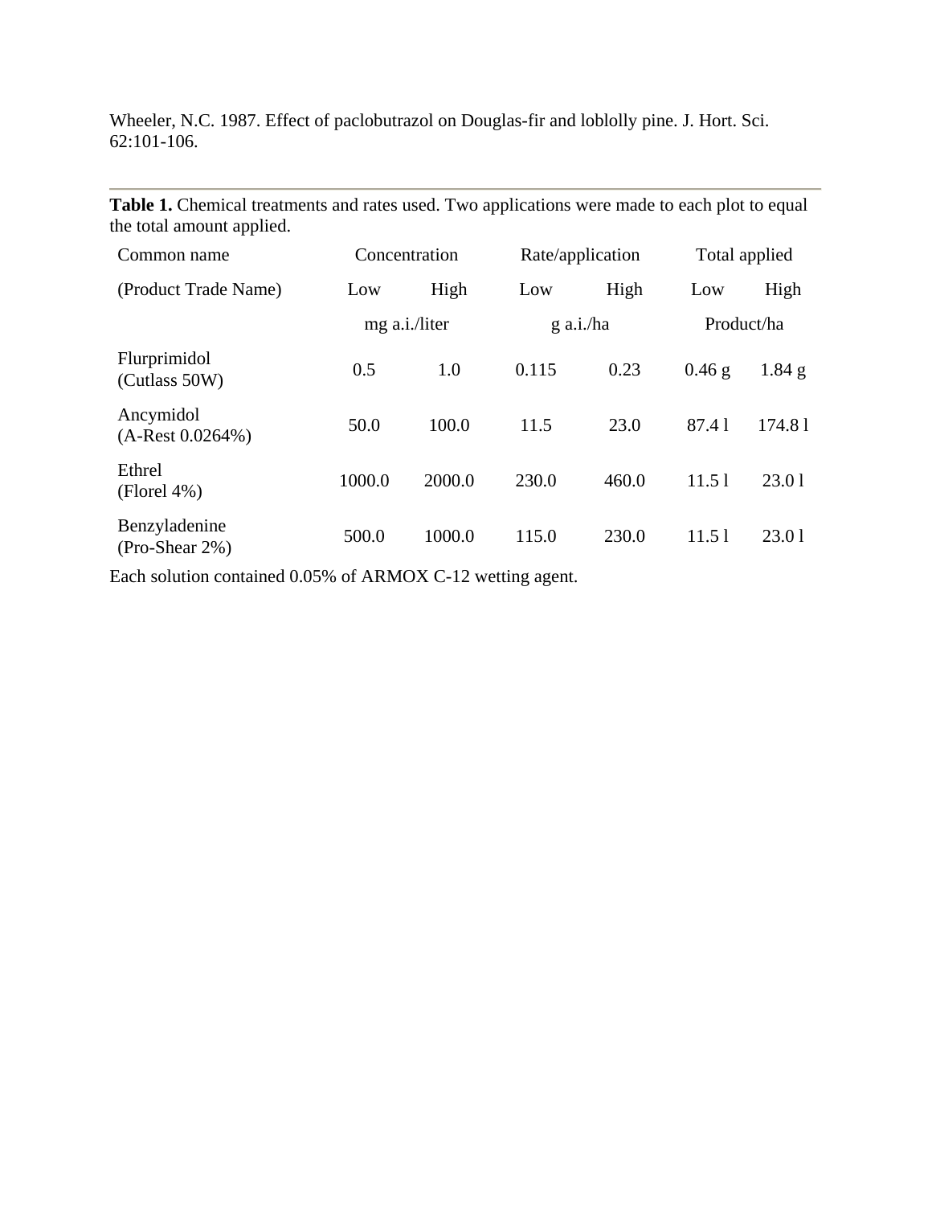Wheeler, N.C. 1987. Effect of paclobutrazol on Douglas-fir and loblolly pine. J. Hort. Sci. 62:101-106.

---

**Table 1.** Chemical treatments and rates used. Two applications were made to each plot to equal the total amount applied.

| Common name | Concentration | | Rate/application | | Total applied | |
|---|---|---|---|---|---|---|
| (Product Trade Name) | Low | High | Low | High | Low | High |
| | mg a.i./liter | | g a.i./ha | | Product/ha | |
| Flurprimidol (Cutlass 50W) | 0.5 | 1.0 | 0.115 | 0.23 | 0.46 g | 1.84 g |
| Ancymidol (A-Rest 0.0264%) | 50.0 | 100.0 | 11.5 | 23.0 | 87.4 l | 174.8 l |
| Ethrel (Florel 4%) | 1000.0 | 2000.0 | 230.0 | 460.0 | 11.5 l | 23.0 l |
| Benzyladenine (Pro-Shear 2%) | 500.0 | 1000.0 | 115.0 | 230.0 | 11.5 l | 23.0 l |

Each solution contained 0.05% of ARMOX C-12 wetting agent.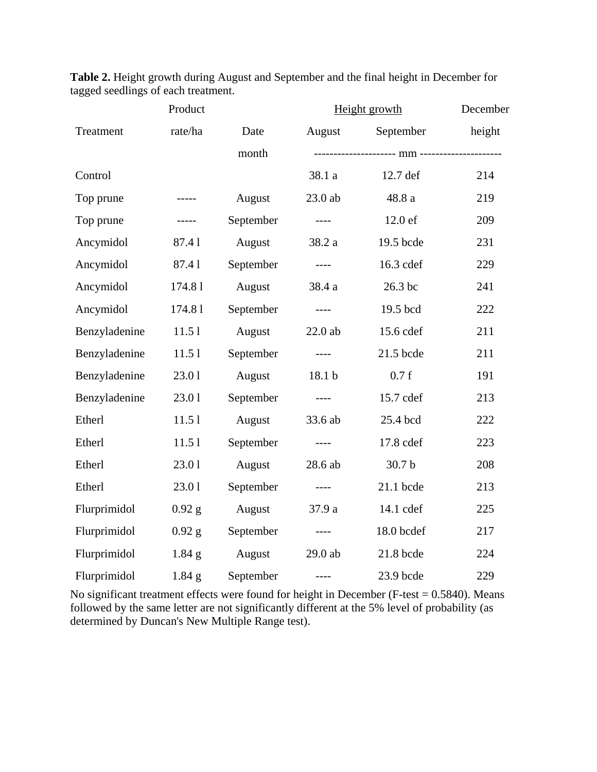**Table 2.** Height growth during August and September and the final height in December for tagged seedlings of each treatment.

| Treatment | Product rate/ha | Date | Height growth | | December height |
|---|---|---|---|---|---|
| | | | August | September | |
| | | month | ---------- mm ---------- | | |
| Control | | | 38.1 a | 12.7 def | 214 |
| Top prune | ----- | August | 23.0 ab | 48.8 a | 219 |
| Top prune | ----- | September | ---- | 12.0 ef | 209 |
| Ancymidol | 87.4 l | August | 38.2 a | 19.5 bcde | 231 |
| Ancymidol | 87.4 l | September | ---- | 16.3 cdef | 229 |
| Ancymidol | 174.8 l | August | 38.4 a | 26.3 bc | 241 |
| Ancymidol | 174.8 l | September | ---- | 19.5 bcd | 222 |
| Benzyladenine | 11.5 l | August | 22.0 ab | 15.6 cdef | 211 |
| Benzyladenine | 11.5 l | September | ---- | 21.5 bcde | 211 |
| Benzyladenine | 23.0 l | August | 18.1 b | 0.7 f | 191 |
| Benzyladenine | 23.0 l | September | ---- | 15.7 cdef | 213 |
| Etherl | 11.5 l | August | 33.6 ab | 25.4 bcd | 222 |
| Etherl | 11.5 l | September | ---- | 17.8 cdef | 223 |
| Etherl | 23.0 l | August | 28.6 ab | 30.7 b | 208 |
| Etherl | 23.0 l | September | ---- | 21.1 bcde | 213 |
| Flurprimidol | 0.92 g | August | 37.9 a | 14.1 cdef | 225 |
| Flurprimidol | 0.92 g | September | ---- | 18.0 bcdef | 217 |
| Flurprimidol | 1.84 g | August | 29.0 ab | 21.8 bcde | 224 |
| Flurprimidol | 1.84 g | September | ---- | 23.9 bcde | 229 |

No significant treatment effects were found for height in December (F-test = 0.5840). Means followed by the same letter are not significantly different at the 5% level of probability (as determined by Duncan's New Multiple Range test).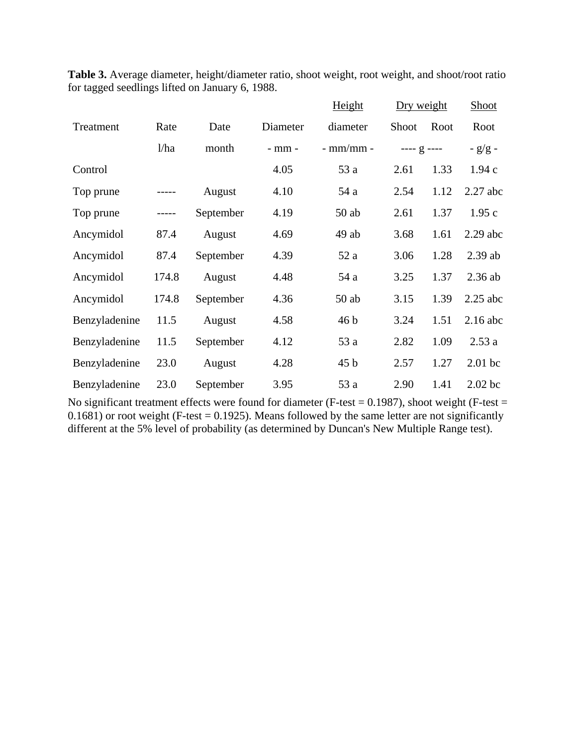**Table 3.** Average diameter, height/diameter ratio, shoot weight, root weight, and shoot/root ratio for tagged seedlings lifted on January 6, 1988.

| Treatment | Rate | Date | Diameter | Height / diameter | Dry weight Shoot | Dry weight Root | Shoot / Root |
|---|---|---|---|---|---|---|---|
| | l/ha | month | - mm - | - mm/mm - | ---- g ---- | | - g/g - |
| Control | | | 4.05 | 53 a | 2.61 | 1.33 | 1.94 c |
| Top prune | ----- | August | 4.10 | 54 a | 2.54 | 1.12 | 2.27 abc |
| Top prune | ----- | September | 4.19 | 50 ab | 2.61 | 1.37 | 1.95 c |
| Ancymidol | 87.4 | August | 4.69 | 49 ab | 3.68 | 1.61 | 2.29 abc |
| Ancymidol | 87.4 | September | 4.39 | 52 a | 3.06 | 1.28 | 2.39 ab |
| Ancymidol | 174.8 | August | 4.48 | 54 a | 3.25 | 1.37 | 2.36 ab |
| Ancymidol | 174.8 | September | 4.36 | 50 ab | 3.15 | 1.39 | 2.25 abc |
| Benzyladenine | 11.5 | August | 4.58 | 46 b | 3.24 | 1.51 | 2.16 abc |
| Benzyladenine | 11.5 | September | 4.12 | 53 a | 2.82 | 1.09 | 2.53 a |
| Benzyladenine | 23.0 | August | 4.28 | 45 b | 2.57 | 1.27 | 2.01 bc |
| Benzyladenine | 23.0 | September | 3.95 | 53 a | 2.90 | 1.41 | 2.02 bc |

No significant treatment effects were found for diameter (F-test = 0.1987), shoot weight (F-test = 0.1681) or root weight (F-test = 0.1925). Means followed by the same letter are not significantly different at the 5% level of probability (as determined by Duncan's New Multiple Range test).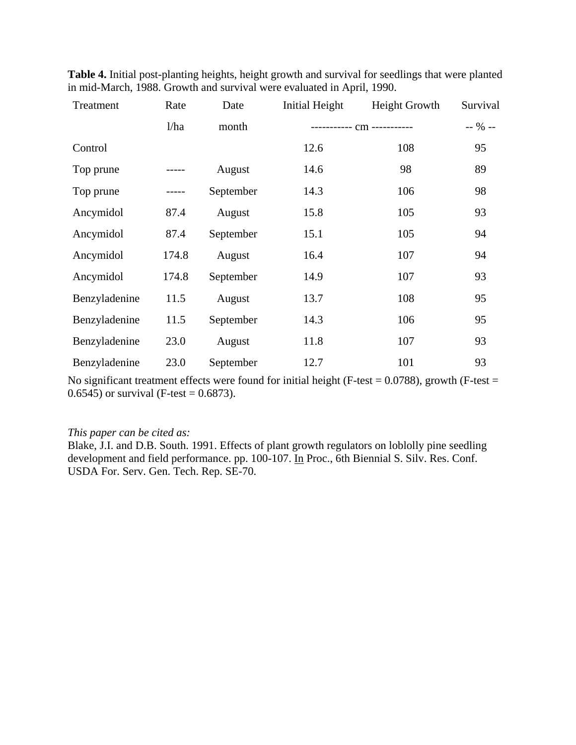**Table 4.** Initial post-planting heights, height growth and survival for seedlings that were planted in mid-March, 1988. Growth and survival were evaluated in April, 1990.

| Treatment | Rate | Date | Initial Height | Height Growth | Survival |
|---|---|---|---|---|---|
| | l/ha | month | ----------- cm ----------- | | -- % -- |
| Control | | | 12.6 | 108 | 95 |
| Top prune | ----- | August | 14.6 | 98 | 89 |
| Top prune | ----- | September | 14.3 | 106 | 98 |
| Ancymidol | 87.4 | August | 15.8 | 105 | 93 |
| Ancymidol | 87.4 | September | 15.1 | 105 | 94 |
| Ancymidol | 174.8 | August | 16.4 | 107 | 94 |
| Ancymidol | 174.8 | September | 14.9 | 107 | 93 |
| Benzyladenine | 11.5 | August | 13.7 | 108 | 95 |
| Benzyladenine | 11.5 | September | 14.3 | 106 | 95 |
| Benzyladenine | 23.0 | August | 11.8 | 107 | 93 |
| Benzyladenine | 23.0 | September | 12.7 | 101 | 93 |

No significant treatment effects were found for initial height (F-test = 0.0788), growth (F-test = 0.6545) or survival (F-test = 0.6873).

*This paper can be cited as:*
Blake, J.I. and D.B. South. 1991. Effects of plant growth regulators on loblolly pine seedling development and field performance. pp. 100-107. In Proc., 6th Biennial S. Silv. Res. Conf. USDA For. Serv. Gen. Tech. Rep. SE-70.